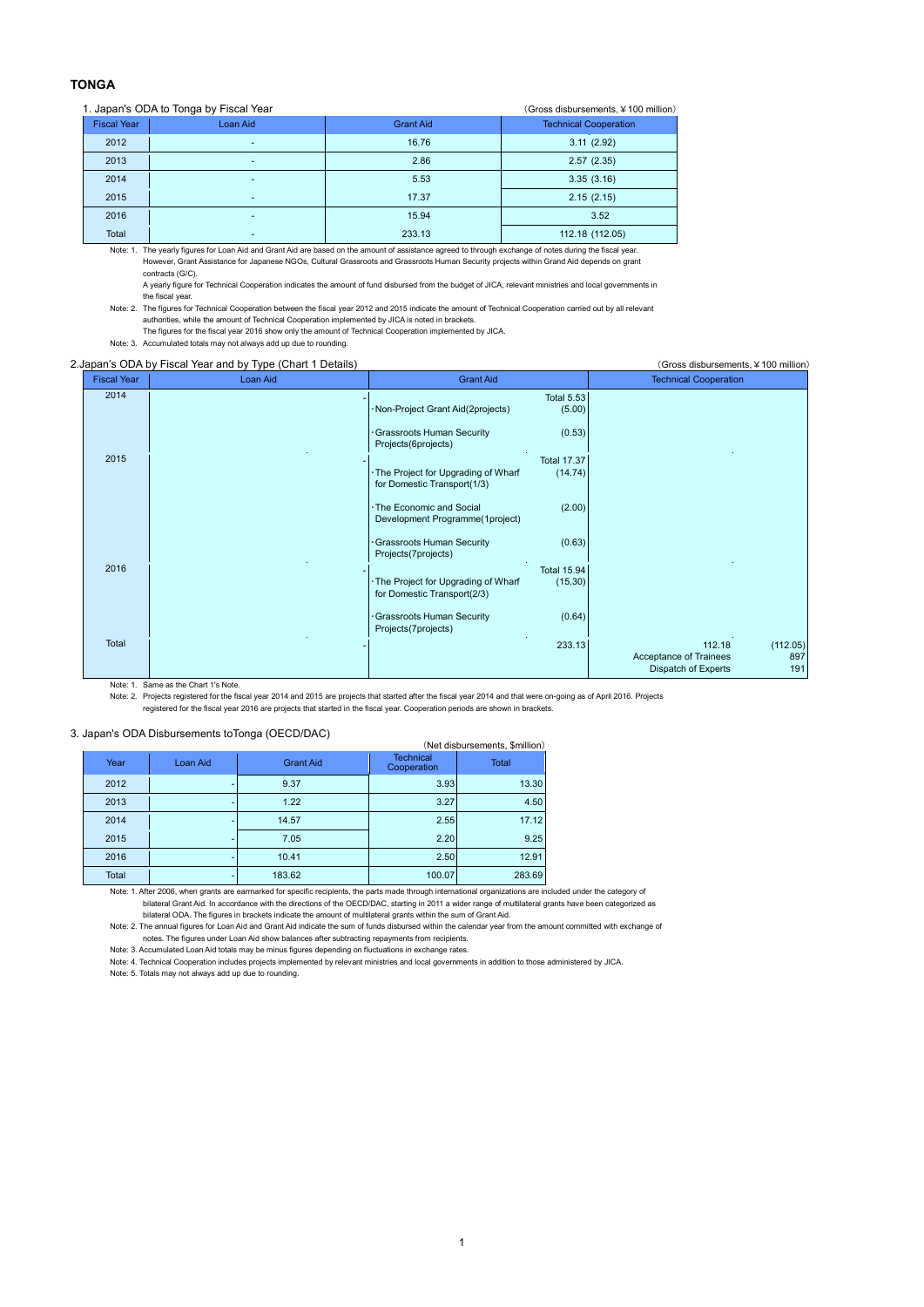## TONGA

1. Japan's ODA to Tonga by Fiscal Year

(Gross disbursements, ¥100 million)

| Fiscal Year | Loan Aid | Grant Aid | Technical Cooperation |
|---|---|---|---|
| 2012 | - | 16.76 | 3.11 (2.92) |
| 2013 | - | 2.86 | 2.57 (2.35) |
| 2014 | - | 5.53 | 3.35 (3.16) |
| 2015 | - | 17.37 | 2.15 (2.15) |
| 2016 | - | 15.94 | 3.52 |
| Total | - | 233.13 | 112.18 (112.05) |

Note: 1. The yearly figures for Loan Aid and Grant Aid are based on the amount of assistance agreed to through exchange of notes during the fiscal year. However, Grant Assistance for Japanese NGOs, Cultural Grassroots and Grassroots Human Security projects within Grand Aid depends on grant contracts (G/C).
A yearly figure for Technical Cooperation indicates the amount of fund disbursed from the budget of JICA, relevant ministries and local governments in the fiscal year.

Note: 2. The figures for Technical Cooperation between the fiscal year 2012 and 2015 indicate the amount of Technical Cooperation carried out by all relevant authorities, while the amount of Technical Cooperation implemented by JICA is noted in brackets.
The figures for the fiscal year 2016 show only the amount of Technical Cooperation implemented by JICA.

Note: 3. Accumulated totals may not always add up due to rounding.

2.Japan's ODA by Fiscal Year and by Type (Chart 1 Details)

(Gross disbursements, ¥100 million)

| Fiscal Year | Loan Aid | Grant Aid | Technical Cooperation |
|---|---|---|---|
| 2014 | - | Total 5.53<br>・Non-Project Grant Aid(2projects) (5.00)<br>・Grassroots Human Security Projects(6projects) (0.53) | |
| 2015 | - | Total 17.37<br>・The Project for Upgrading of Wharf for Domestic Transport(1/3) (14.74)<br>・The Economic and Social Development Programme(1project) (2.00)<br>・Grassroots Human Security Projects(7projects) (0.63) | |
| 2016 | - | Total 15.94<br>・The Project for Upgrading of Wharf for Domestic Transport(2/3) (15.30)<br>・Grassroots Human Security Projects(7projects) (0.64) | |
| Total | - | 233.13 | 112.18 (112.05)<br>Acceptance of Trainees 897<br>Dispatch of Experts 191 |

Note: 1. Same as the Chart 1's Note.

Note: 2. Projects registered for the fiscal year 2014 and 2015 are projects that started after the fiscal year 2014 and that were on-going as of April 2016. Projects registered for the fiscal year 2016 are projects that started in the fiscal year. Cooperation periods are shown in brackets.

3. Japan's ODA Disbursements toTonga (OECD/DAC)

(Net disbursements, $million)

| Year | Loan Aid | Grant Aid | Technical Cooperation | Total |
|---|---|---|---|---|
| 2012 | - | 9.37 | 3.93 | 13.30 |
| 2013 | - | 1.22 | 3.27 | 4.50 |
| 2014 | - | 14.57 | 2.55 | 17.12 |
| 2015 | - | 7.05 | 2.20 | 9.25 |
| 2016 | - | 10.41 | 2.50 | 12.91 |
| Total | - | 183.62 | 100.07 | 283.69 |

Note: 1. After 2006, when grants are earmarked for specific recipients, the parts made through international organizations are included under the category of bilateral Grant Aid. In accordance with the directions of the OECD/DAC, starting in 2011 a wider range of multilateral grants have been categorized as bilateral ODA. The figures in brackets indicate the amount of multilateral grants within the sum of Grant Aid.

Note: 2. The annual figures for Loan Aid and Grant Aid indicate the sum of funds disbursed within the calendar year from the amount committed with exchange of notes. The figures under Loan Aid show balances after subtracting repayments from recipients.

Note: 3. Accumulated Loan Aid totals may be minus figures depending on fluctuations in exchange rates.

Note: 4. Technical Cooperation includes projects implemented by relevant ministries and local governments in addition to those administered by JICA.

Note: 5. Totals may not always add up due to rounding.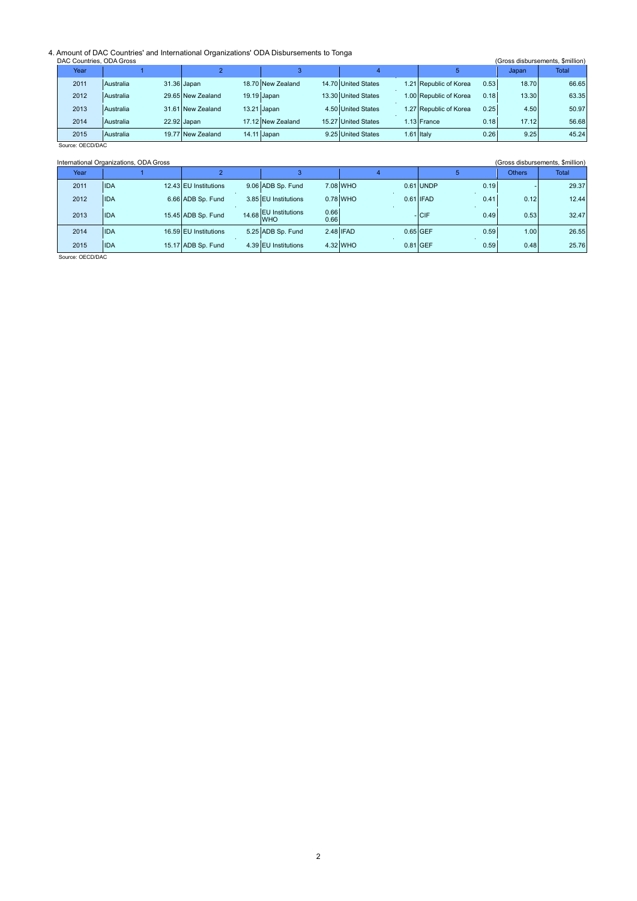## 4. Amount of DAC Countries' and International Organizations' ODA Disbursements to Tonga

DAC Countries, ODA Gross (Gross disbursements, $million)

| Year | 1 | | 2 | | 3 | | 4 | | 5 | | Japan | Total |
|---|---|---|---|---|---|---|---|---|---|---|---|---|
| 2011 | Australia | 31.36 | Japan | 18.70 | New Zealand | 14.70 | United States | 1.21 | Republic of Korea | 0.53 | 18.70 | 66.65 |
| 2012 | Australia | 29.65 | New Zealand | 19.19 | Japan | 13.30 | United States | 1.00 | Republic of Korea | 0.18 | 13.30 | 63.35 |
| 2013 | Australia | 31.61 | New Zealand | 13.21 | Japan | 4.50 | United States | 1.27 | Republic of Korea | 0.25 | 4.50 | 50.97 |
| 2014 | Australia | 22.92 | Japan | 17.12 | New Zealand | 15.27 | United States | 1.13 | France | 0.18 | 17.12 | 56.68 |
| 2015 | Australia | 19.77 | New Zealand | 14.11 | Japan | 9.25 | United States | 1.61 | Italy | 0.26 | 9.25 | 45.24 |

Source: OECD/DAC

International Organizations, ODA Gross (Gross disbursements, $million)

| Year | 1 | | 2 | | 3 | | 4 | | 5 | | Others | Total |
|---|---|---|---|---|---|---|---|---|---|---|---|---|
| 2011 | IDA | 12.43 | EU Institutions | 9.06 | ADB Sp. Fund | 7.08 | WHO | 0.61 | UNDP | 0.19 | - | 29.37 |
| 2012 | IDA | 6.66 | ADB Sp. Fund | 3.85 | EU Institutions | 0.78 | WHO | 0.61 | IFAD | 0.41 | 0.12 | 12.44 |
| 2013 | IDA | 15.45 | ADB Sp. Fund | 14.68 | EU Institutions<br>WHO | 0.66<br>0.66 | | - | CIF | 0.49 | 0.53 | 32.47 |
| 2014 | IDA | 16.59 | EU Institutions | 5.25 | ADB Sp. Fund | 2.48 | IFAD | 0.65 | GEF | 0.59 | 1.00 | 26.55 |
| 2015 | IDA | 15.17 | ADB Sp. Fund | 4.39 | EU Institutions | 4.32 | WHO | 0.81 | GEF | 0.59 | 0.48 | 25.76 |

Source: OECD/DAC